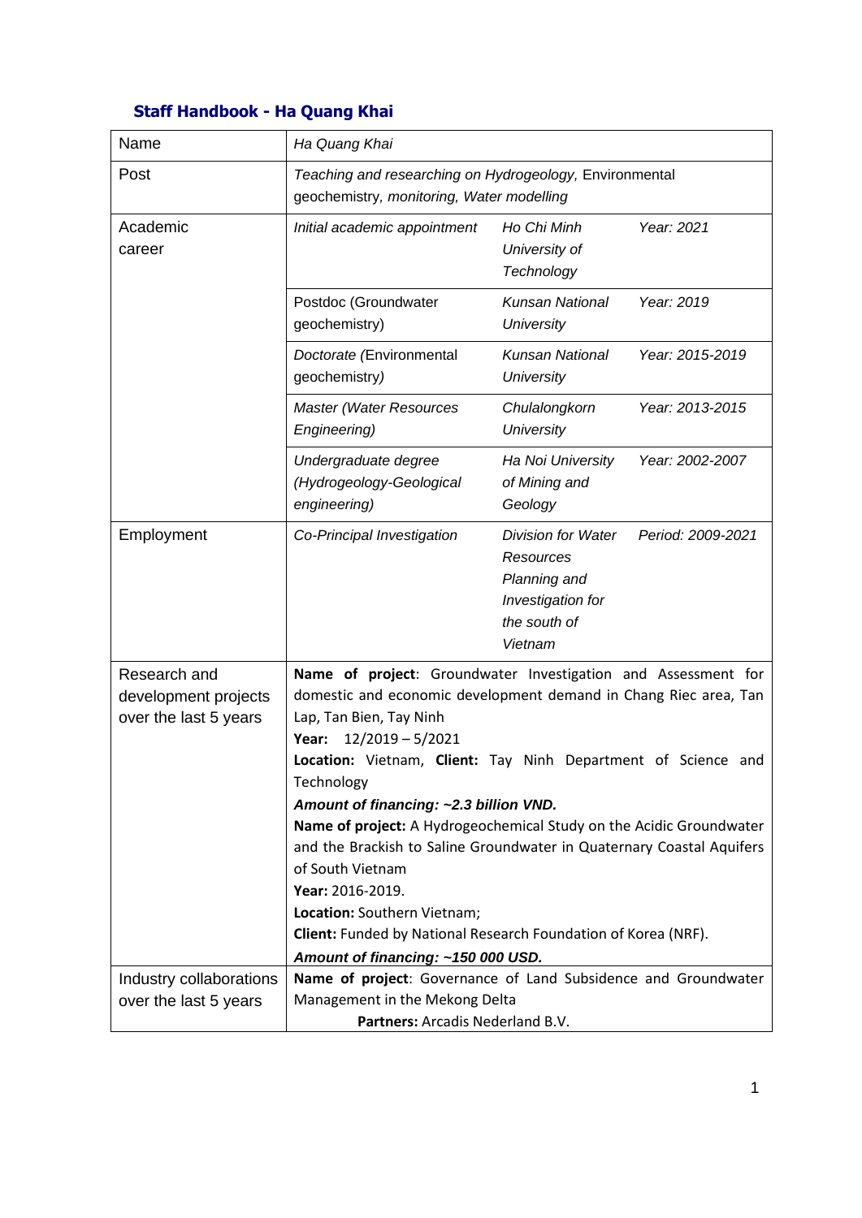## Staff Handbook - Ha Quang Khai

| Name | *Ha Quang Khai* | | |
|---|---|---|---|
| Post | *Teaching and researching on Hydrogeology,* Environmental geochemistry, *monitoring, Water modelling* | | |
| Academic career | *Initial academic appointment* | *Ho Chi Minh University of Technology* | *Year: 2021* |
| | Postdoc (Groundwater geochemistry) | *Kunsan National University* | *Year: 2019* |
| | *Doctorate (*Environmental geochemistry*)* | *Kunsan National University* | *Year: 2015-2019* |
| | *Master (Water Resources Engineering)* | *Chulalongkorn University* | *Year: 2013-2015* |
| | *Undergraduate degree (Hydrogeology-Geological engineering)* | *Ha Noi University of Mining and Geology* | *Year: 2002-2007* |
| Employment | *Co-Principal Investigation* | *Division for Water Resources Planning and Investigation for the south of Vietnam* | *Period: 2009-2021* |
| Research and development projects over the last 5 years | **Name of project**: Groundwater Investigation and Assessment for domestic and economic development demand in Chang Riec area, Tan Lap, Tan Bien, Tay Ninh<br>**Year:** 12/2019 – 5/2021<br>**Location:** Vietnam, **Client:** Tay Ninh Department of Science and Technology<br>***Amount of financing: ~2.3 billion VND.***<br>**Name of project:** A Hydrogeochemical Study on the Acidic Groundwater and the Brackish to Saline Groundwater in Quaternary Coastal Aquifers of South Vietnam<br>**Year:** 2016-2019.<br>**Location:** Southern Vietnam;<br>**Client:** Funded by National Research Foundation of Korea (NRF).<br>***Amount of financing: ~150 000 USD.*** | | |
| Industry collaborations over the last 5 years | **Name of project**: Governance of Land Subsidence and Groundwater Management in the Mekong Delta<br>**Partners:** Arcadis Nederland B.V. | | |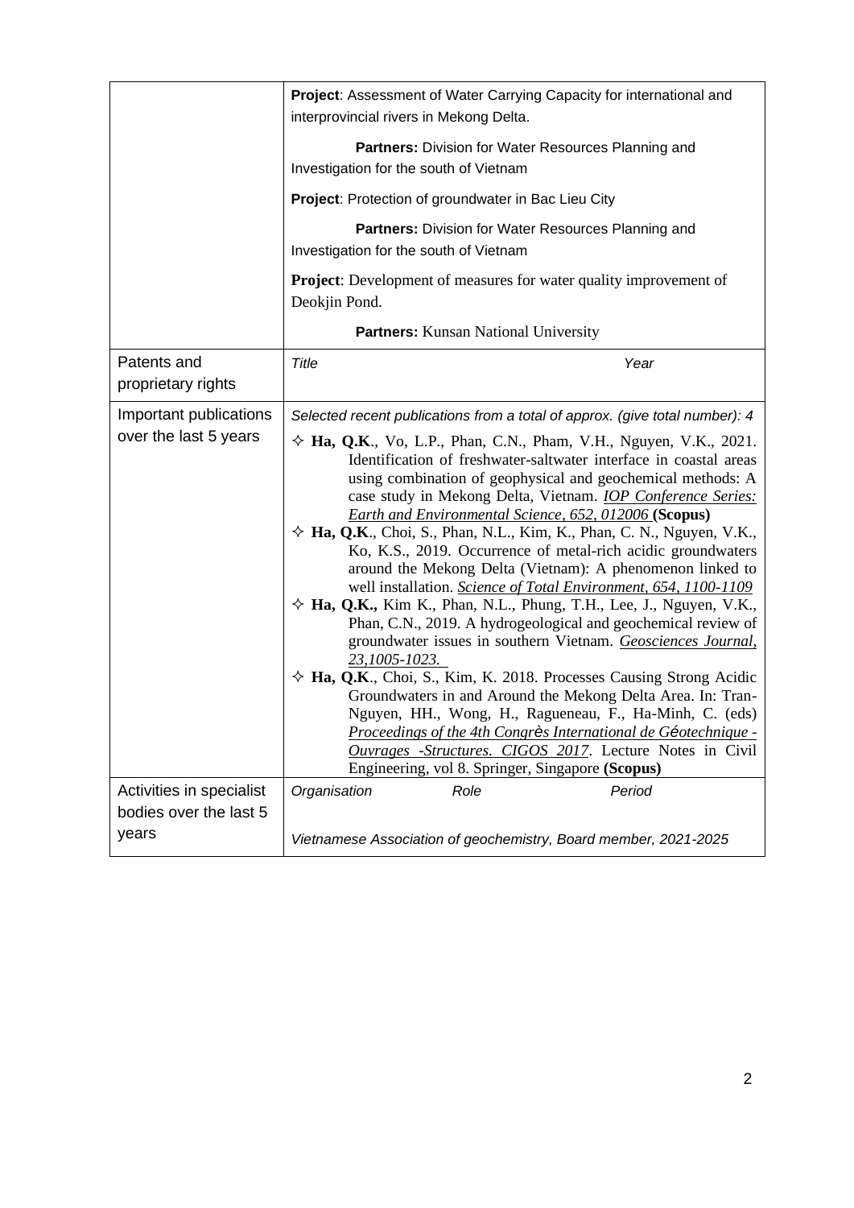| | |
|---|---|
| | **Project**: Assessment of Water Carrying Capacity for international and interprovincial rivers in Mekong Delta.<br><br>**Partners:** Division for Water Resources Planning and Investigation for the south of Vietnam<br><br>**Project**: Protection of groundwater in Bac Lieu City<br><br>**Partners:** Division for Water Resources Planning and Investigation for the south of Vietnam<br><br>**Project**: Development of measures for water quality improvement of Deokjin Pond.<br><br>**Partners:** Kunsan National University |
| Patents and proprietary rights | *Title* *Year* |
| Important publications over the last 5 years | *Selected recent publications from a total of approx. (give total number): 4*<br><br>✧ **Ha, Q.K**., Vo, L.P., Phan, C.N., Pham, V.H., Nguyen, V.K., 2021. Identification of freshwater-saltwater interface in coastal areas using combination of geophysical and geochemical methods: A case study in Mekong Delta, Vietnam. *IOP Conference Series: Earth and Environmental Science, 652, 012006* **(Scopus)**<br>✧ **Ha, Q.K**., Choi, S., Phan, N.L., Kim, K., Phan, C. N., Nguyen, V.K., Ko, K.S., 2019. Occurrence of metal-rich acidic groundwaters around the Mekong Delta (Vietnam): A phenomenon linked to well installation. *Science of Total Environment, 654, 1100-1109*<br>✧ **Ha, Q.K.,** Kim K., Phan, N.L., Phung, T.H., Lee, J., Nguyen, V.K., Phan, C.N., 2019. A hydrogeological and geochemical review of groundwater issues in southern Vietnam. *Geosciences Journal, 23,1005-1023.*<br>✧ **Ha, Q.K**., Choi, S., Kim, K. 2018. Processes Causing Strong Acidic Groundwaters in and Around the Mekong Delta Area. In: Tran-Nguyen, HH., Wong, H., Ragueneau, F., Ha-Minh, C. (eds) *Proceedings of the 4th Congrès International de Géotechnique - Ouvrages -Structures. CIGOS 2017*. Lecture Notes in Civil Engineering, vol 8. Springer, Singapore **(Scopus)** |
| Activities in specialist bodies over the last 5 years | *Organisation* *Role* *Period*<br><br>*Vietnamese Association of geochemistry, Board member, 2021-2025* |